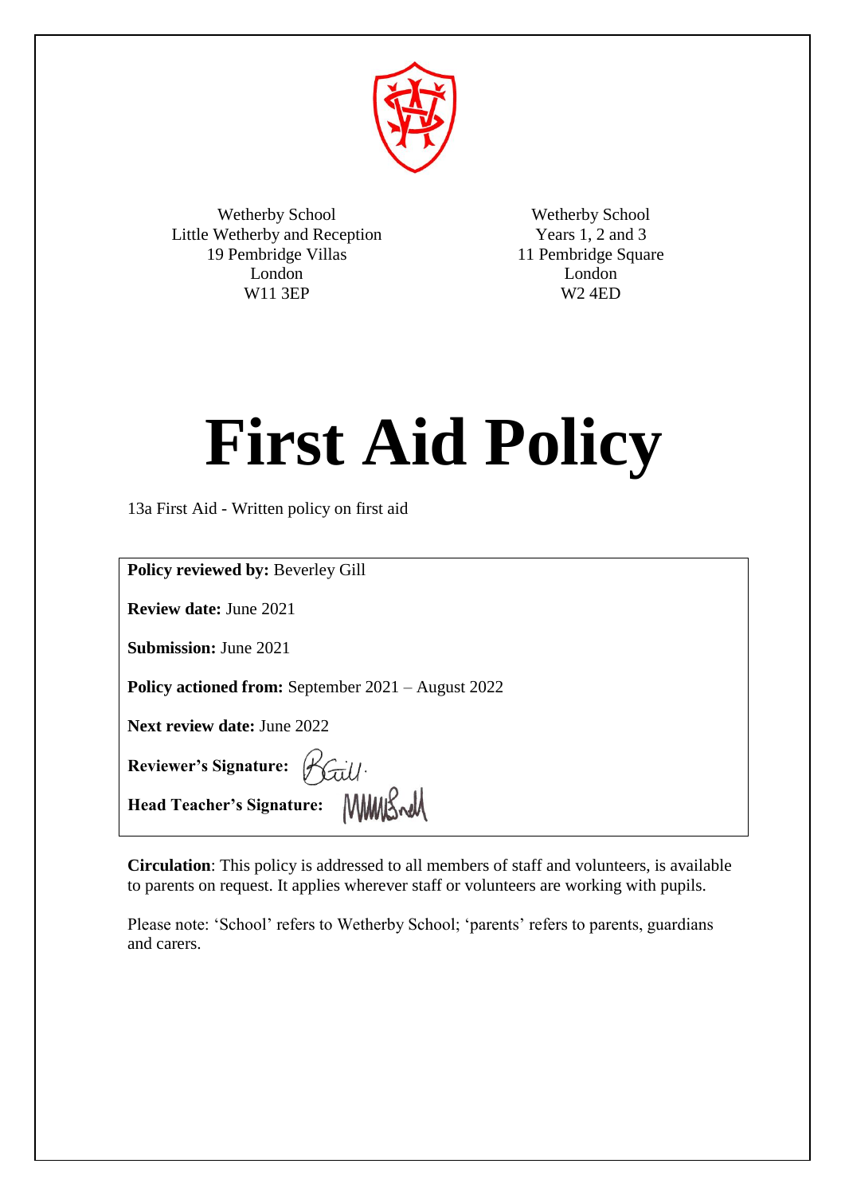Wetherby School
Little Wetherby and Reception
19 Pembridge Villas
London
W11 3EP

Wetherby School
Years 1, 2 and 3
11 Pembridge Square
London
W2 4ED

# First Aid Policy

13a First Aid - Written policy on first aid

**Policy reviewed by:** Beverley Gill

**Review date:** June 2021

**Submission:** June 2021

**Policy actioned from:** September 2021 – August 2022

**Next review date:** June 2022

**Reviewer's Signature:**

**Head Teacher's Signature:**

**Circulation**: This policy is addressed to all members of staff and volunteers, is available to parents on request. It applies wherever staff or volunteers are working with pupils.

Please note: 'School' refers to Wetherby School; 'parents' refers to parents, guardians and carers.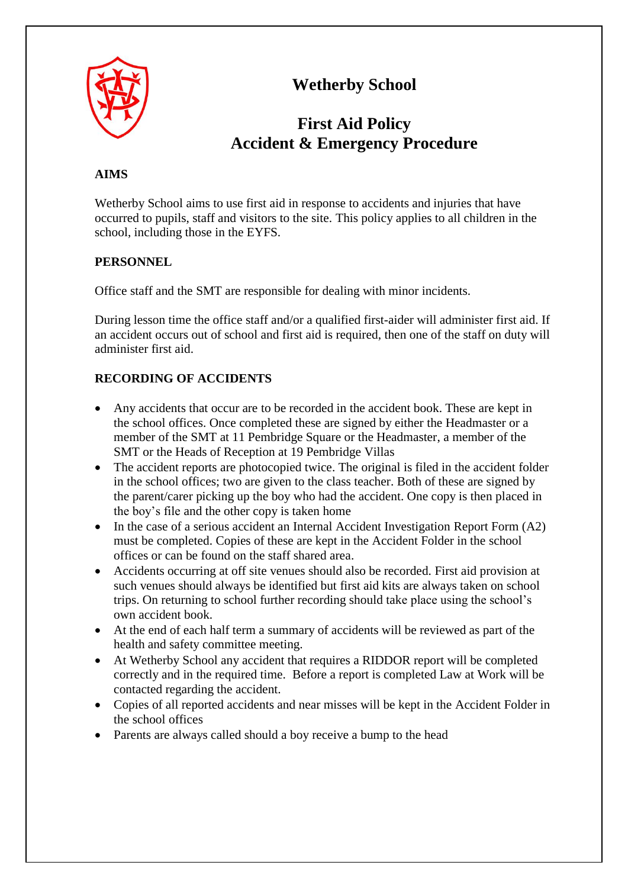# Wetherby School

## First Aid Policy
## Accident & Emergency Procedure

### AIMS

Wetherby School aims to use first aid in response to accidents and injuries that have occurred to pupils, staff and visitors to the site. This policy applies to all children in the school, including those in the EYFS.

### PERSONNEL

Office staff and the SMT are responsible for dealing with minor incidents.

During lesson time the office staff and/or a qualified first-aider will administer first aid. If an accident occurs out of school and first aid is required, then one of the staff on duty will administer first aid.

### RECORDING OF ACCIDENTS

- Any accidents that occur are to be recorded in the accident book. These are kept in the school offices. Once completed these are signed by either the Headmaster or a member of the SMT at 11 Pembridge Square or the Headmaster, a member of the SMT or the Heads of Reception at 19 Pembridge Villas
- The accident reports are photocopied twice. The original is filed in the accident folder in the school offices; two are given to the class teacher. Both of these are signed by the parent/carer picking up the boy who had the accident. One copy is then placed in the boy's file and the other copy is taken home
- In the case of a serious accident an Internal Accident Investigation Report Form (A2) must be completed. Copies of these are kept in the Accident Folder in the school offices or can be found on the staff shared area.
- Accidents occurring at off site venues should also be recorded. First aid provision at such venues should always be identified but first aid kits are always taken on school trips. On returning to school further recording should take place using the school's own accident book.
- At the end of each half term a summary of accidents will be reviewed as part of the health and safety committee meeting.
- At Wetherby School any accident that requires a RIDDOR report will be completed correctly and in the required time. Before a report is completed Law at Work will be contacted regarding the accident.
- Copies of all reported accidents and near misses will be kept in the Accident Folder in the school offices
- Parents are always called should a boy receive a bump to the head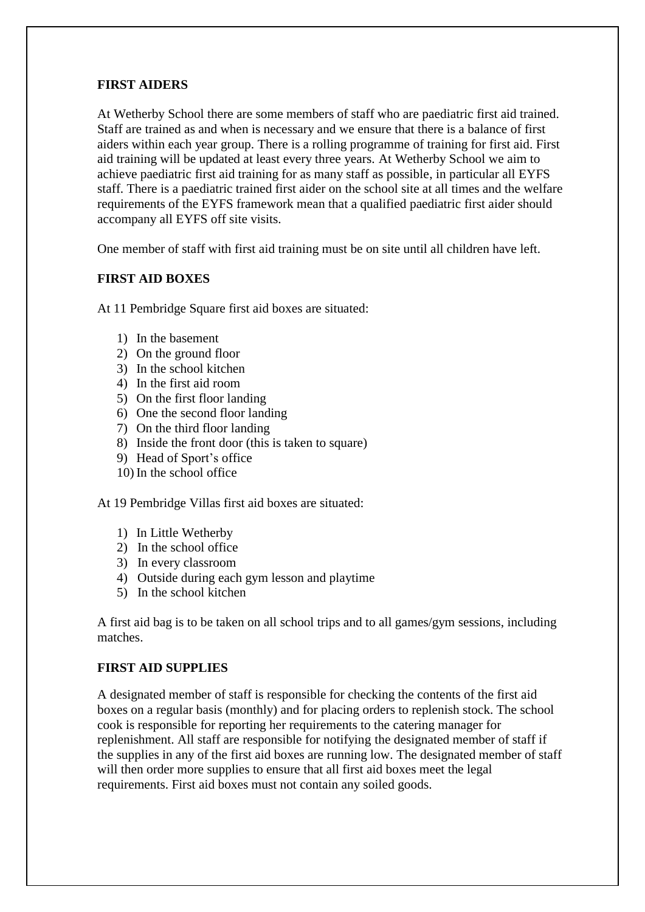**FIRST AIDERS**

At Wetherby School there are some members of staff who are paediatric first aid trained. Staff are trained as and when is necessary and we ensure that there is a balance of first aiders within each year group. There is a rolling programme of training for first aid. First aid training will be updated at least every three years. At Wetherby School we aim to achieve paediatric first aid training for as many staff as possible, in particular all EYFS staff. There is a paediatric trained first aider on the school site at all times and the welfare requirements of the EYFS framework mean that a qualified paediatric first aider should accompany all EYFS off site visits.

One member of staff with first aid training must be on site until all children have left.

**FIRST AID BOXES**

At 11 Pembridge Square first aid boxes are situated:

1) In the basement
2) On the ground floor
3) In the school kitchen
4) In the first aid room
5) On the first floor landing
6) One the second floor landing
7) On the third floor landing
8) Inside the front door (this is taken to square)
9) Head of Sport's office
10) In the school office

At 19 Pembridge Villas first aid boxes are situated:

1) In Little Wetherby
2) In the school office
3) In every classroom
4) Outside during each gym lesson and playtime
5) In the school kitchen

A first aid bag is to be taken on all school trips and to all games/gym sessions, including matches.

**FIRST AID SUPPLIES**

A designated member of staff is responsible for checking the contents of the first aid boxes on a regular basis (monthly) and for placing orders to replenish stock. The school cook is responsible for reporting her requirements to the catering manager for replenishment. All staff are responsible for notifying the designated member of staff if the supplies in any of the first aid boxes are running low. The designated member of staff will then order more supplies to ensure that all first aid boxes meet the legal requirements. First aid boxes must not contain any soiled goods.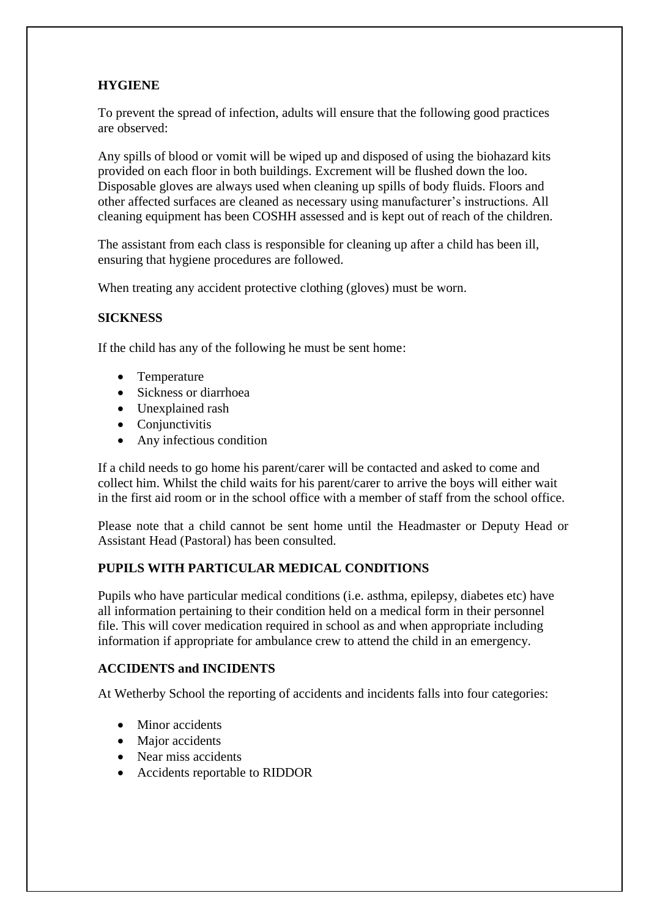## HYGIENE

To prevent the spread of infection, adults will ensure that the following good practices are observed:

Any spills of blood or vomit will be wiped up and disposed of using the biohazard kits provided on each floor in both buildings. Excrement will be flushed down the loo. Disposable gloves are always used when cleaning up spills of body fluids. Floors and other affected surfaces are cleaned as necessary using manufacturer's instructions. All cleaning equipment has been COSHH assessed and is kept out of reach of the children.

The assistant from each class is responsible for cleaning up after a child has been ill, ensuring that hygiene procedures are followed.

When treating any accident protective clothing (gloves) must be worn.

## SICKNESS

If the child has any of the following he must be sent home:

- Temperature
- Sickness or diarrhoea
- Unexplained rash
- Conjunctivitis
- Any infectious condition

If a child needs to go home his parent/carer will be contacted and asked to come and collect him. Whilst the child waits for his parent/carer to arrive the boys will either wait in the first aid room or in the school office with a member of staff from the school office.

Please note that a child cannot be sent home until the Headmaster or Deputy Head or Assistant Head (Pastoral) has been consulted.

## PUPILS WITH PARTICULAR MEDICAL CONDITIONS

Pupils who have particular medical conditions (i.e. asthma, epilepsy, diabetes etc) have all information pertaining to their condition held on a medical form in their personnel file. This will cover medication required in school as and when appropriate including information if appropriate for ambulance crew to attend the child in an emergency.

## ACCIDENTS and INCIDENTS

At Wetherby School the reporting of accidents and incidents falls into four categories:

- Minor accidents
- Major accidents
- Near miss accidents
- Accidents reportable to RIDDOR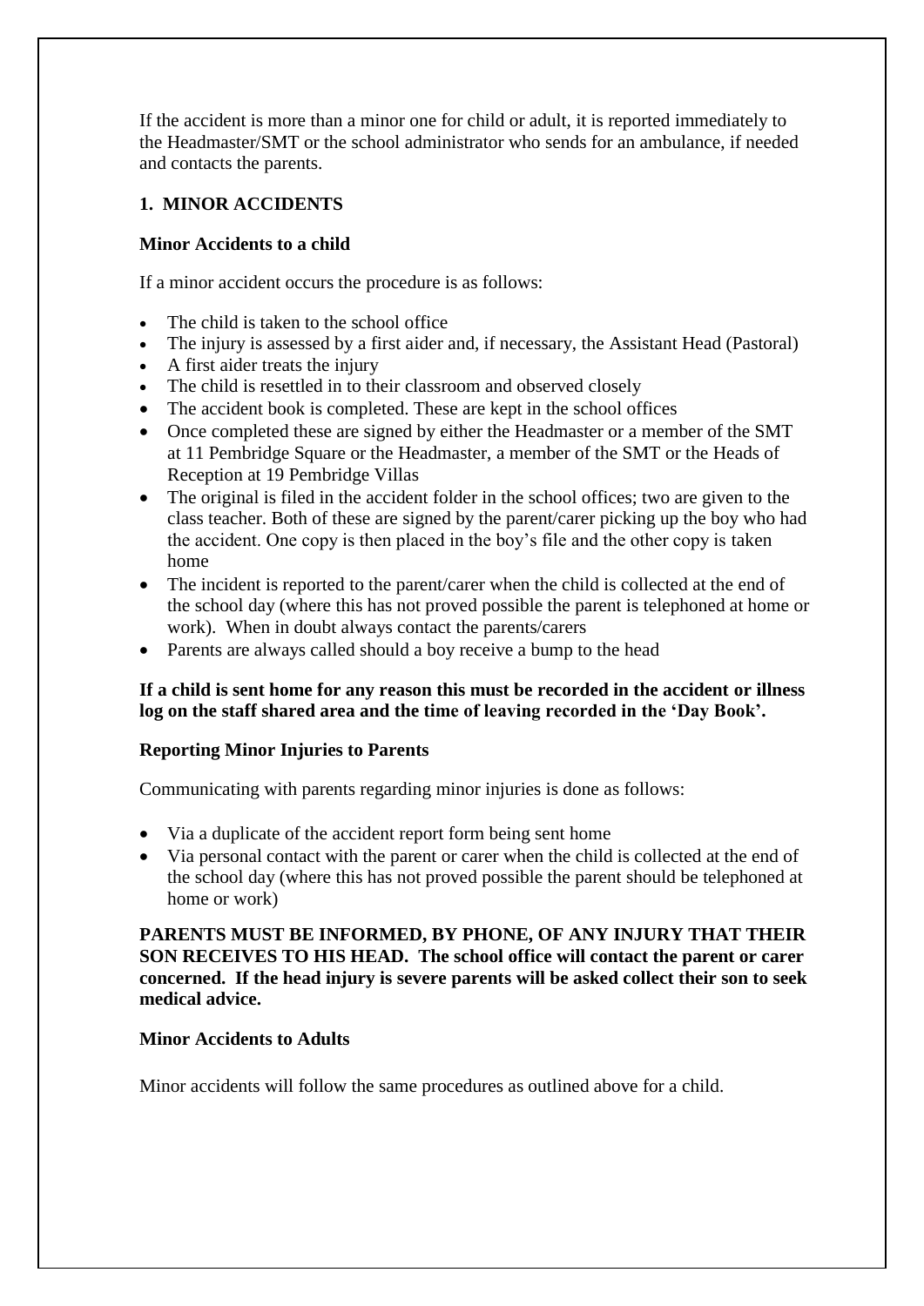If the accident is more than a minor one for child or adult, it is reported immediately to the Headmaster/SMT or the school administrator who sends for an ambulance, if needed and contacts the parents.

## 1. MINOR ACCIDENTS

### Minor Accidents to a child

If a minor accident occurs the procedure is as follows:

- The child is taken to the school office
- The injury is assessed by a first aider and, if necessary, the Assistant Head (Pastoral)
- A first aider treats the injury
- The child is resettled in to their classroom and observed closely
- The accident book is completed. These are kept in the school offices
- Once completed these are signed by either the Headmaster or a member of the SMT at 11 Pembridge Square or the Headmaster, a member of the SMT or the Heads of Reception at 19 Pembridge Villas
- The original is filed in the accident folder in the school offices; two are given to the class teacher. Both of these are signed by the parent/carer picking up the boy who had the accident. One copy is then placed in the boy's file and the other copy is taken home
- The incident is reported to the parent/carer when the child is collected at the end of the school day (where this has not proved possible the parent is telephoned at home or work). When in doubt always contact the parents/carers
- Parents are always called should a boy receive a bump to the head

**If a child is sent home for any reason this must be recorded in the accident or illness log on the staff shared area and the time of leaving recorded in the 'Day Book'.**

### Reporting Minor Injuries to Parents

Communicating with parents regarding minor injuries is done as follows:

- Via a duplicate of the accident report form being sent home
- Via personal contact with the parent or carer when the child is collected at the end of the school day (where this has not proved possible the parent should be telephoned at home or work)

**PARENTS MUST BE INFORMED, BY PHONE, OF ANY INJURY THAT THEIR SON RECEIVES TO HIS HEAD. The school office will contact the parent or carer concerned. If the head injury is severe parents will be asked collect their son to seek medical advice.**

### Minor Accidents to Adults

Minor accidents will follow the same procedures as outlined above for a child.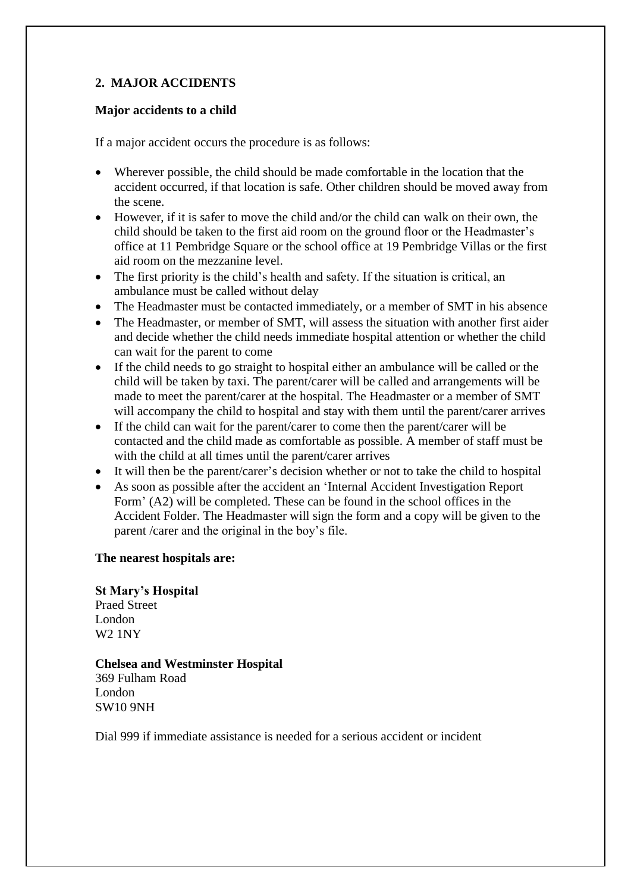## 2. MAJOR ACCIDENTS

**Major accidents to a child**

If a major accident occurs the procedure is as follows:

- Wherever possible, the child should be made comfortable in the location that the accident occurred, if that location is safe. Other children should be moved away from the scene.
- However, if it is safer to move the child and/or the child can walk on their own, the child should be taken to the first aid room on the ground floor or the Headmaster's office at 11 Pembridge Square or the school office at 19 Pembridge Villas or the first aid room on the mezzanine level.
- The first priority is the child's health and safety. If the situation is critical, an ambulance must be called without delay
- The Headmaster must be contacted immediately, or a member of SMT in his absence
- The Headmaster, or member of SMT, will assess the situation with another first aider and decide whether the child needs immediate hospital attention or whether the child can wait for the parent to come
- If the child needs to go straight to hospital either an ambulance will be called or the child will be taken by taxi. The parent/carer will be called and arrangements will be made to meet the parent/carer at the hospital. The Headmaster or a member of SMT will accompany the child to hospital and stay with them until the parent/carer arrives
- If the child can wait for the parent/carer to come then the parent/carer will be contacted and the child made as comfortable as possible. A member of staff must be with the child at all times until the parent/carer arrives
- It will then be the parent/carer's decision whether or not to take the child to hospital
- As soon as possible after the accident an 'Internal Accident Investigation Report Form' (A2) will be completed. These can be found in the school offices in the Accident Folder. The Headmaster will sign the form and a copy will be given to the parent /carer and the original in the boy's file.

**The nearest hospitals are:**

**St Mary's Hospital**
Praed Street
London
W2 1NY

**Chelsea and Westminster Hospital**
369 Fulham Road
London
SW10 9NH

Dial 999 if immediate assistance is needed for a serious accident or incident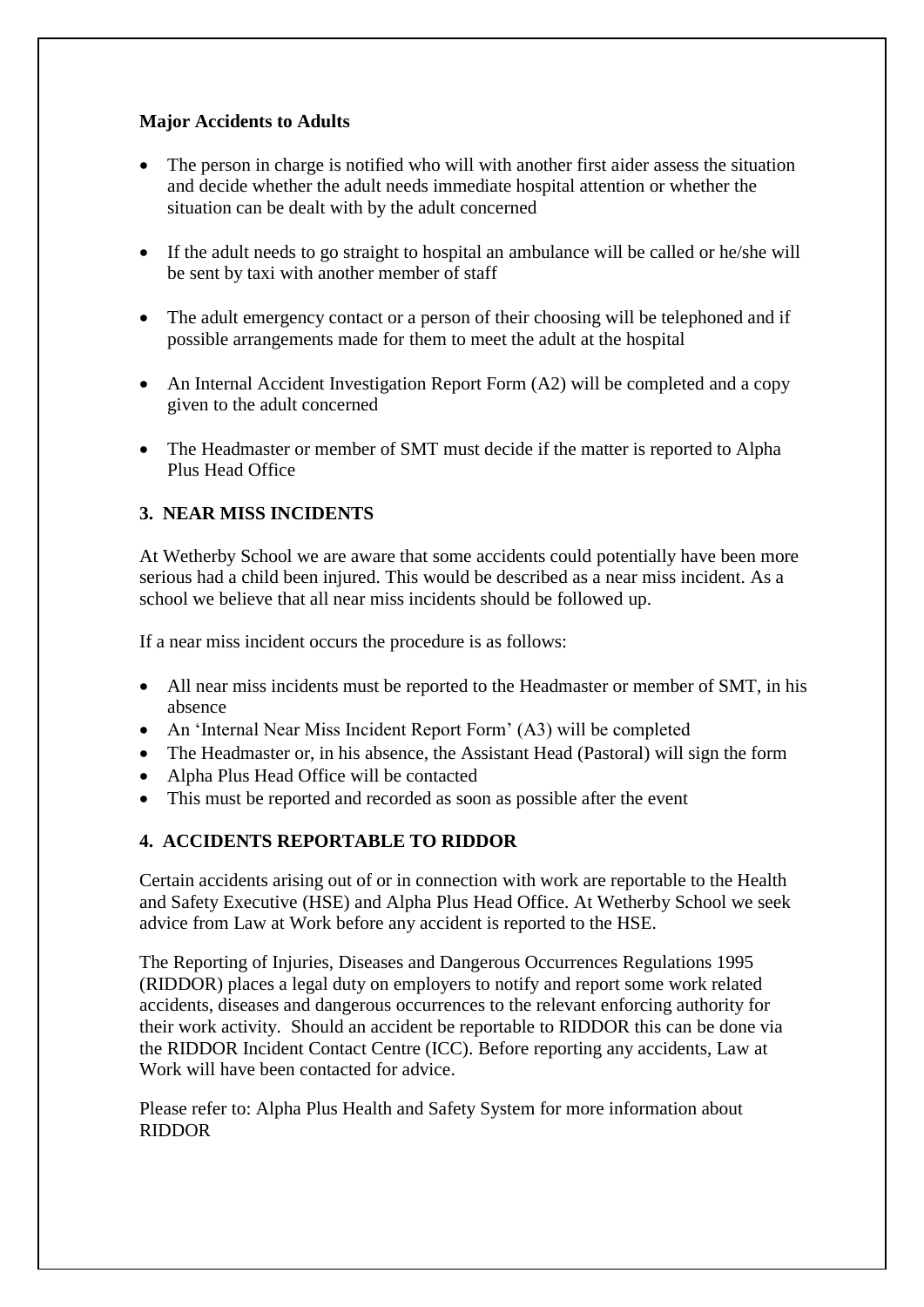**Major Accidents to Adults**

- The person in charge is notified who will with another first aider assess the situation and decide whether the adult needs immediate hospital attention or whether the situation can be dealt with by the adult concerned
- If the adult needs to go straight to hospital an ambulance will be called or he/she will be sent by taxi with another member of staff
- The adult emergency contact or a person of their choosing will be telephoned and if possible arrangements made for them to meet the adult at the hospital
- An Internal Accident Investigation Report Form (A2) will be completed and a copy given to the adult concerned
- The Headmaster or member of SMT must decide if the matter is reported to Alpha Plus Head Office

## 3. NEAR MISS INCIDENTS

At Wetherby School we are aware that some accidents could potentially have been more serious had a child been injured. This would be described as a near miss incident. As a school we believe that all near miss incidents should be followed up.

If a near miss incident occurs the procedure is as follows:

- All near miss incidents must be reported to the Headmaster or member of SMT, in his absence
- An 'Internal Near Miss Incident Report Form' (A3) will be completed
- The Headmaster or, in his absence, the Assistant Head (Pastoral) will sign the form
- Alpha Plus Head Office will be contacted
- This must be reported and recorded as soon as possible after the event

## 4. ACCIDENTS REPORTABLE TO RIDDOR

Certain accidents arising out of or in connection with work are reportable to the Health and Safety Executive (HSE) and Alpha Plus Head Office. At Wetherby School we seek advice from Law at Work before any accident is reported to the HSE.

The Reporting of Injuries, Diseases and Dangerous Occurrences Regulations 1995 (RIDDOR) places a legal duty on employers to notify and report some work related accidents, diseases and dangerous occurrences to the relevant enforcing authority for their work activity. Should an accident be reportable to RIDDOR this can be done via the RIDDOR Incident Contact Centre (ICC). Before reporting any accidents, Law at Work will have been contacted for advice.

Please refer to: Alpha Plus Health and Safety System for more information about RIDDOR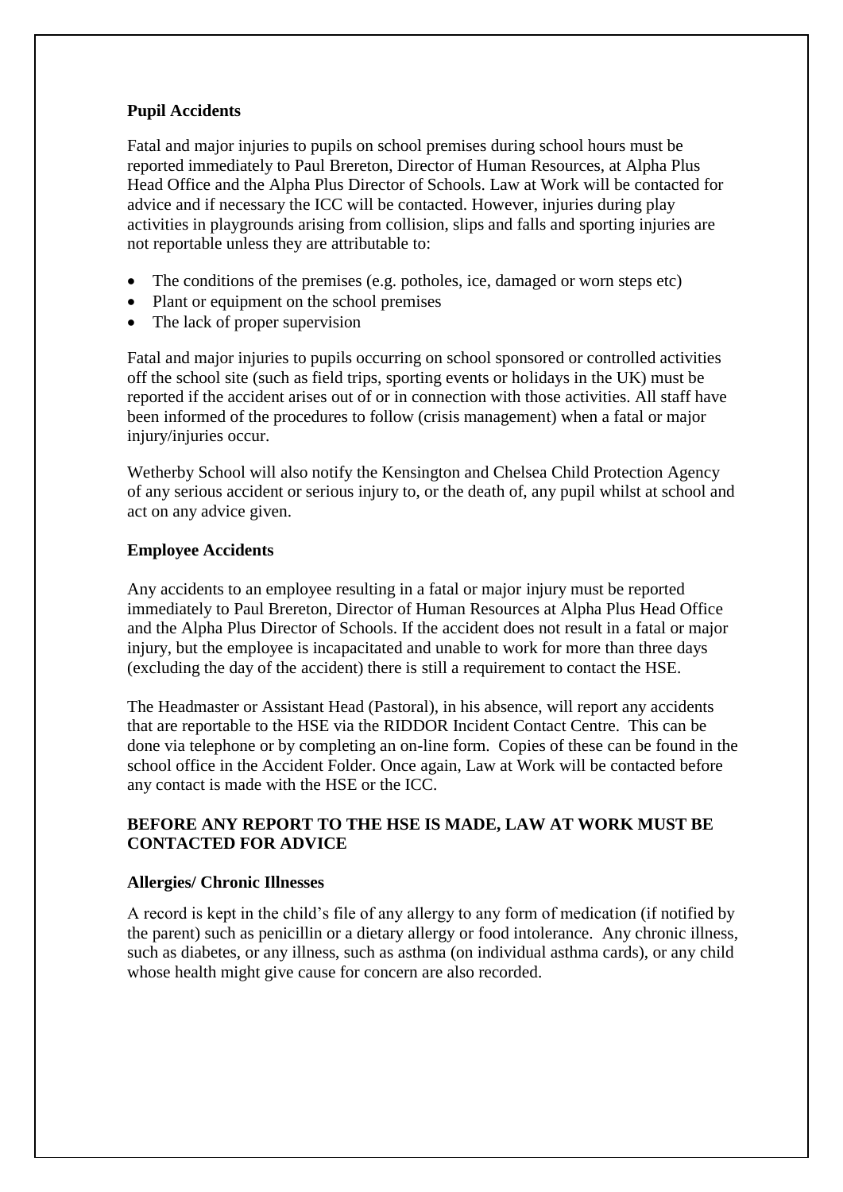**Pupil Accidents**

Fatal and major injuries to pupils on school premises during school hours must be reported immediately to Paul Brereton, Director of Human Resources, at Alpha Plus Head Office and the Alpha Plus Director of Schools. Law at Work will be contacted for advice and if necessary the ICC will be contacted. However, injuries during play activities in playgrounds arising from collision, slips and falls and sporting injuries are not reportable unless they are attributable to:

- The conditions of the premises (e.g. potholes, ice, damaged or worn steps etc)
- Plant or equipment on the school premises
- The lack of proper supervision

Fatal and major injuries to pupils occurring on school sponsored or controlled activities off the school site (such as field trips, sporting events or holidays in the UK) must be reported if the accident arises out of or in connection with those activities. All staff have been informed of the procedures to follow (crisis management) when a fatal or major injury/injuries occur.

Wetherby School will also notify the Kensington and Chelsea Child Protection Agency of any serious accident or serious injury to, or the death of, any pupil whilst at school and act on any advice given.

**Employee Accidents**

Any accidents to an employee resulting in a fatal or major injury must be reported immediately to Paul Brereton, Director of Human Resources at Alpha Plus Head Office and the Alpha Plus Director of Schools. If the accident does not result in a fatal or major injury, but the employee is incapacitated and unable to work for more than three days (excluding the day of the accident) there is still a requirement to contact the HSE.

The Headmaster or Assistant Head (Pastoral), in his absence, will report any accidents that are reportable to the HSE via the RIDDOR Incident Contact Centre. This can be done via telephone or by completing an on-line form. Copies of these can be found in the school office in the Accident Folder. Once again, Law at Work will be contacted before any contact is made with the HSE or the ICC.

**BEFORE ANY REPORT TO THE HSE IS MADE, LAW AT WORK MUST BE CONTACTED FOR ADVICE**

**Allergies/ Chronic Illnesses**

A record is kept in the child's file of any allergy to any form of medication (if notified by the parent) such as penicillin or a dietary allergy or food intolerance. Any chronic illness, such as diabetes, or any illness, such as asthma (on individual asthma cards), or any child whose health might give cause for concern are also recorded.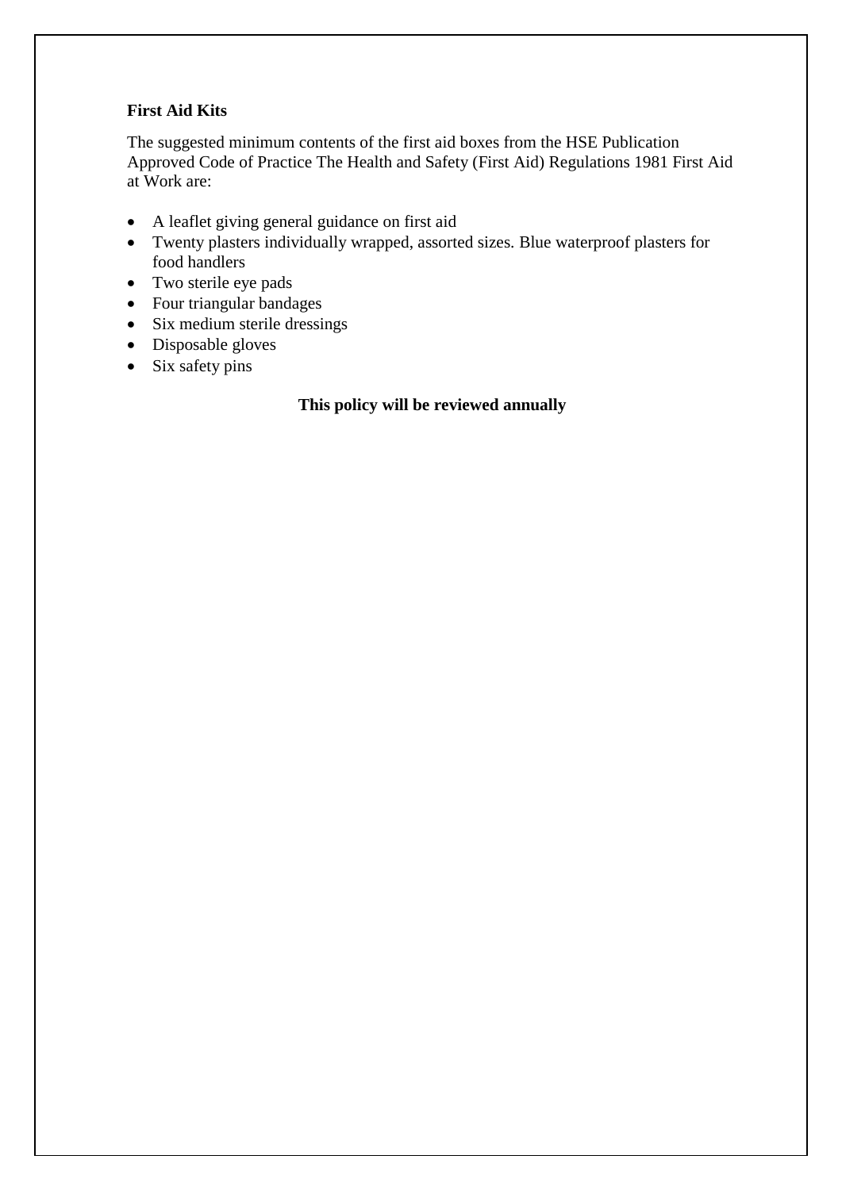**First Aid Kits**

The suggested minimum contents of the first aid boxes from the HSE Publication Approved Code of Practice The Health and Safety (First Aid) Regulations 1981 First Aid at Work are:

- A leaflet giving general guidance on first aid
- Twenty plasters individually wrapped, assorted sizes. Blue waterproof plasters for food handlers
- Two sterile eye pads
- Four triangular bandages
- Six medium sterile dressings
- Disposable gloves
- Six safety pins

**This policy will be reviewed annually**